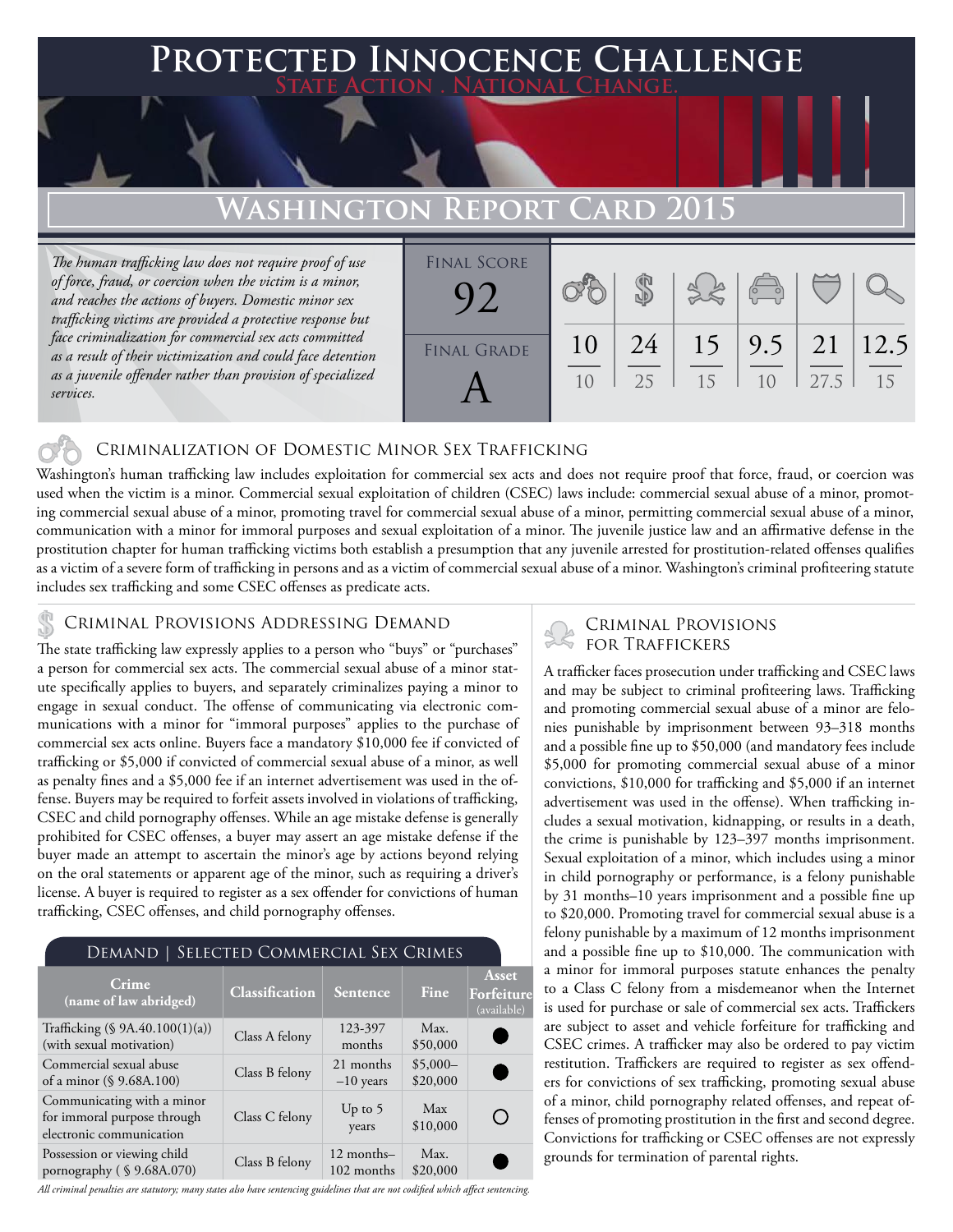# Protected Innocence Challenge

State Action . National Change.

## Washington Report Card 2015

*The human trafficking law does not require proof of use of force, fraud, or coercion when the victim is a minor, and reaches the actions of buyers. Domestic minor sex trafficking victims are provided a protective response but face criminalization for commercial sex acts committed as a result of their victimization and could face detention as a juvenile offender rather than provision of specialized services.*

| Final Score | Criminalization | Demand | Traffickers | Facilitators | Protective Provisions | Investigation |
|---|---|---|---|---|---|---|
| 92 | 10/10 | 24/25 | 15/15 | 9.5/10 | 21/27.5 | 12.5/15 |

Final Grade: **A**

### Criminalization of Domestic Minor Sex Trafficking

Washington's human trafficking law includes exploitation for commercial sex acts and does not require proof that force, fraud, or coercion was used when the victim is a minor. Commercial sexual exploitation of children (CSEC) laws include: commercial sexual abuse of a minor, promoting commercial sexual abuse of a minor, promoting travel for commercial sexual abuse of a minor, permitting commercial sexual abuse of a minor, communication with a minor for immoral purposes and sexual exploitation of a minor. The juvenile justice law and an affirmative defense in the prostitution chapter for human trafficking victims both establish a presumption that any juvenile arrested for prostitution-related offenses qualifies as a victim of a severe form of trafficking in persons and as a victim of commercial sexual abuse of a minor. Washington's criminal profiteering statute includes sex trafficking and some CSEC offenses as predicate acts.

### Criminal Provisions Addressing Demand

The state trafficking law expressly applies to a person who "buys" or "purchases" a person for commercial sex acts. The commercial sexual abuse of a minor statute specifically applies to buyers, and separately criminalizes paying a minor to engage in sexual conduct. The offense of communicating via electronic communications with a minor for "immoral purposes" applies to the purchase of commercial sex acts online. Buyers face a mandatory $10,000 fee if convicted of trafficking or $5,000 if convicted of commercial sexual abuse of a minor, as well as penalty fines and a $5,000 fee if an internet advertisement was used in the offense. Buyers may be required to forfeit assets involved in violations of trafficking, CSEC and child pornography offenses. While an age mistake defense is generally prohibited for CSEC offenses, a buyer may assert an age mistake defense if the buyer made an attempt to ascertain the minor's age by actions beyond relying on the oral statements or apparent age of the minor, such as requiring a driver's license. A buyer is required to register as a sex offender for convictions of human trafficking, CSEC offenses, and child pornography offenses.

#### Demand | Selected Commercial Sex Crimes

| Crime (name of law abridged) | Classification | Sentence | Fine | Asset Forfeiture (available) |
|---|---|---|---|---|
| Trafficking (§ 9A.40.100(1)(a)) (with sexual motivation) | Class A felony | 123-397 months | Max. $50,000 | ● |
| Commercial sexual abuse of a minor (§ 9.68A.100) | Class B felony | 21 months –10 years | $5,000–$20,000 | ● |
| Communicating with a minor for immoral purpose through electronic communication | Class C felony | Up to 5 years | Max $10,000 | ○ |
| Possession or viewing child pornography ( § 9.68A.070) | Class B felony | 12 months–102 months | Max. $20,000 | ● |

*All criminal penalties are statutory; many states also have sentencing guidelines that are not codified which affect sentencing.*

### Criminal Provisions for Traffickers

A trafficker faces prosecution under trafficking and CSEC laws and may be subject to criminal profiteering laws. Trafficking and promoting commercial sexual abuse of a minor are felonies punishable by imprisonment between 93–318 months and a possible fine up to $50,000 (and mandatory fees include $5,000 for promoting commercial sexual abuse of a minor convictions, $10,000 for trafficking and $5,000 if an internet advertisement was used in the offense). When trafficking includes a sexual motivation, kidnapping, or results in a death, the crime is punishable by 123–397 months imprisonment. Sexual exploitation of a minor, which includes using a minor in child pornography or performance, is a felony punishable by 31 months–10 years imprisonment and a possible fine up to $20,000. Promoting travel for commercial sexual abuse is a felony punishable by a maximum of 12 months imprisonment and a possible fine up to $10,000. The communication with a minor for immoral purposes statute enhances the penalty to a Class C felony from a misdemeanor when the Internet is used for purchase or sale of commercial sex acts. Traffickers are subject to asset and vehicle forfeiture for trafficking and CSEC crimes. A trafficker may also be ordered to pay victim restitution. Traffickers are required to register as sex offenders for convictions of sex trafficking, promoting sexual abuse of a minor, child pornography related offenses, and repeat offenses of promoting prostitution in the first and second degree. Convictions for trafficking or CSEC offenses are not expressly grounds for termination of parental rights.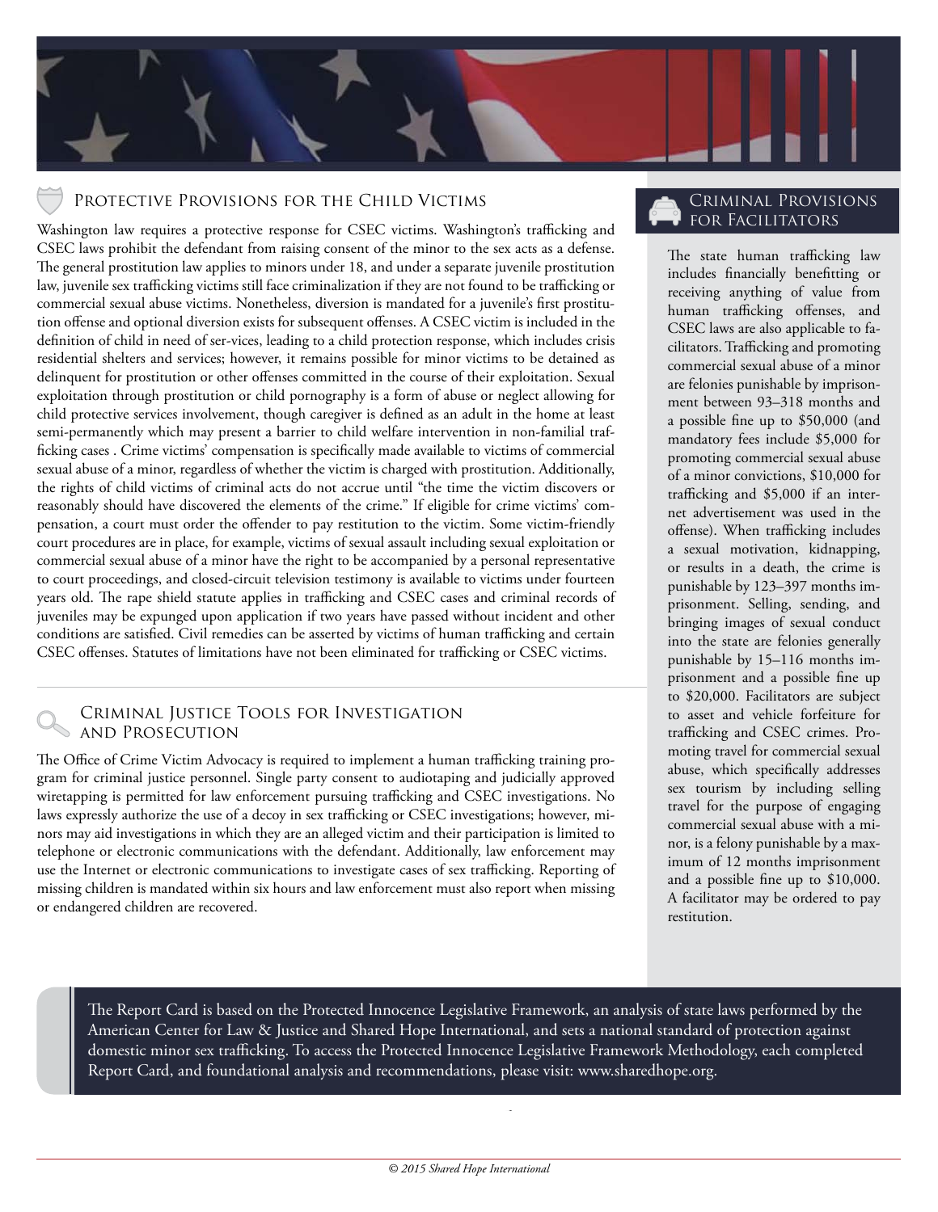## Protective Provisions for the Child Victims

Washington law requires a protective response for CSEC victims. Washington's trafficking and CSEC laws prohibit the defendant from raising consent of the minor to the sex acts as a defense. The general prostitution law applies to minors under 18, and under a separate juvenile prostitution law, juvenile sex trafficking victims still face criminalization if they are not found to be trafficking or commercial sexual abuse victims. Nonetheless, diversion is mandated for a juvenile's first prostitution offense and optional diversion exists for subsequent offenses. A CSEC victim is included in the definition of child in need of ser-vices, leading to a child protection response, which includes crisis residential shelters and services; however, it remains possible for minor victims to be detained as delinquent for prostitution or other offenses committed in the course of their exploitation. Sexual exploitation through prostitution or child pornography is a form of abuse or neglect allowing for child protective services involvement, though caregiver is defined as an adult in the home at least semi-permanently which may present a barrier to child welfare intervention in non-familial trafficking cases . Crime victims' compensation is specifically made available to victims of commercial sexual abuse of a minor, regardless of whether the victim is charged with prostitution. Additionally, the rights of child victims of criminal acts do not accrue until "the time the victim discovers or reasonably should have discovered the elements of the crime." If eligible for crime victims' compensation, a court must order the offender to pay restitution to the victim. Some victim-friendly court procedures are in place, for example, victims of sexual assault including sexual exploitation or commercial sexual abuse of a minor have the right to be accompanied by a personal representative to court proceedings, and closed-circuit television testimony is available to victims under fourteen years old. The rape shield statute applies in trafficking and CSEC cases and criminal records of juveniles may be expunged upon application if two years have passed without incident and other conditions are satisfied. Civil remedies can be asserted by victims of human trafficking and certain CSEC offenses. Statutes of limitations have not been eliminated for trafficking or CSEC victims.

## Criminal Justice Tools for Investigation and Prosecution

The Office of Crime Victim Advocacy is required to implement a human trafficking training program for criminal justice personnel. Single party consent to audiotaping and judicially approved wiretapping is permitted for law enforcement pursuing trafficking and CSEC investigations. No laws expressly authorize the use of a decoy in sex trafficking or CSEC investigations; however, minors may aid investigations in which they are an alleged victim and their participation is limited to telephone or electronic communications with the defendant. Additionally, law enforcement may use the Internet or electronic communications to investigate cases of sex trafficking. Reporting of missing children is mandated within six hours and law enforcement must also report when missing or endangered children are recovered.

## Criminal Provisions for Facilitators

The state human trafficking law includes financially benefitting or receiving anything of value from human trafficking offenses, and CSEC laws are also applicable to facilitators. Trafficking and promoting commercial sexual abuse of a minor are felonies punishable by imprisonment between 93–318 months and a possible fine up to $50,000 (and mandatory fees include $5,000 for promoting commercial sexual abuse of a minor convictions, $10,000 for trafficking and $5,000 if an internet advertisement was used in the offense). When trafficking includes a sexual motivation, kidnapping, or results in a death, the crime is punishable by 123–397 months imprisonment. Selling, sending, and bringing images of sexual conduct into the state are felonies generally punishable by 15–116 months imprisonment and a possible fine up to $20,000. Facilitators are subject to asset and vehicle forfeiture for trafficking and CSEC crimes. Promoting travel for commercial sexual abuse, which specifically addresses sex tourism by including selling travel for the purpose of engaging commercial sexual abuse with a minor, is a felony punishable by a maximum of 12 months imprisonment and a possible fine up to $10,000. A facilitator may be ordered to pay restitution.

The Report Card is based on the Protected Innocence Legislative Framework, an analysis of state laws performed by the American Center for Law & Justice and Shared Hope International, and sets a national standard of protection against domestic minor sex trafficking. To access the Protected Innocence Legislative Framework Methodology, each completed Report Card, and foundational analysis and recommendations, please visit: www.sharedhope.org.

*© 2015 Shared Hope International*